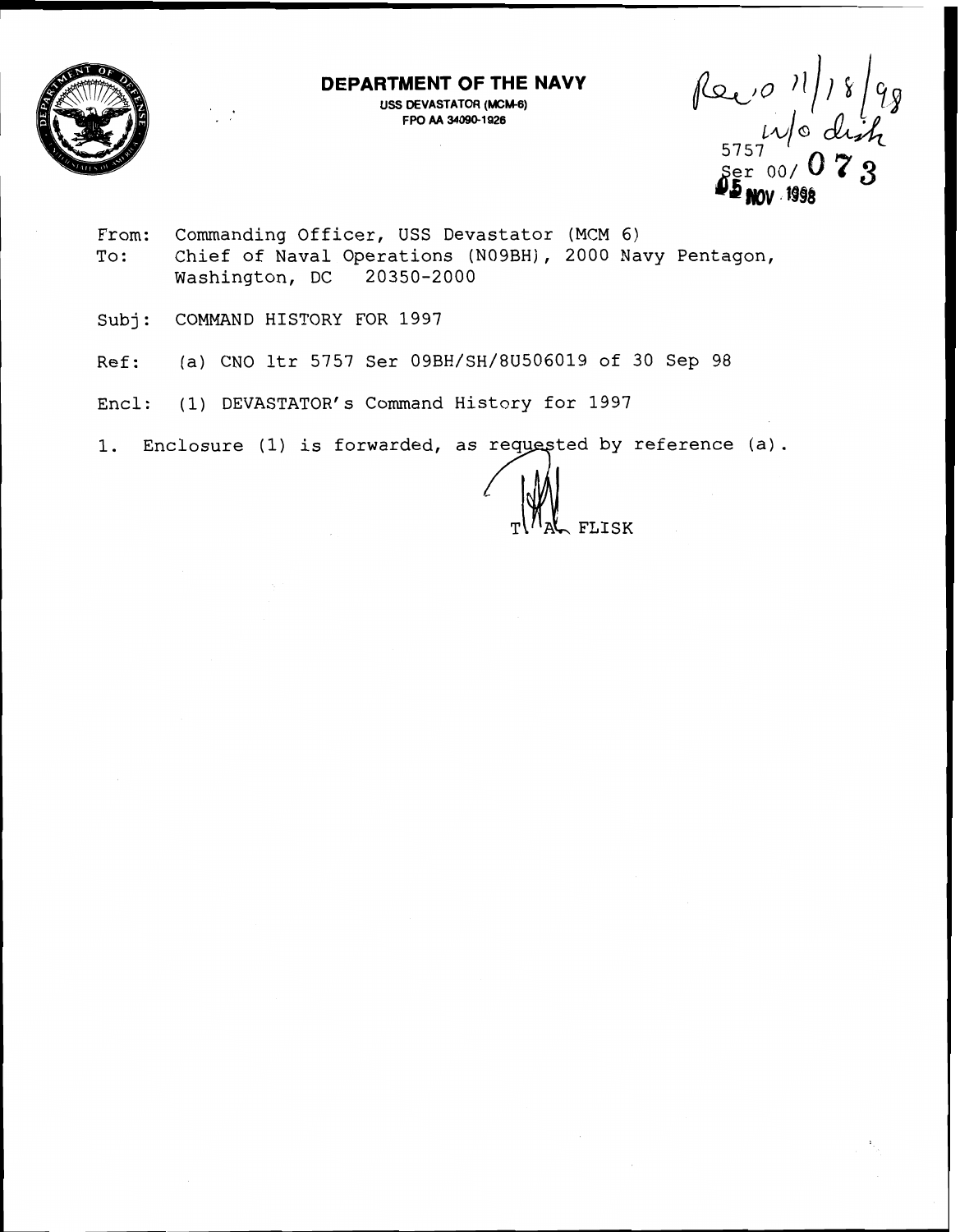**DEPARTMENT OF THE NAVY**
USS DEVASTATOR (MCM-6)
FPO AA 34090-1926

Rec'd 11/18/98
w/o dish

5757
Ser 00/073
05 NOV 1998

From: Commanding Officer, USS Devastator (MCM 6)
To: Chief of Naval Operations (N09BH), 2000 Navy Pentagon, Washington, DC 20350-2000

Subj: COMMAND HISTORY FOR 1997

Ref: (a) CNO ltr 5757 Ser 09BH/SH/8U506019 of 30 Sep 98

Encl: (1) DEVASTATOR's Command History for 1997

1. Enclosure (1) is forwarded, as requested by reference (a).

T. A. FLISK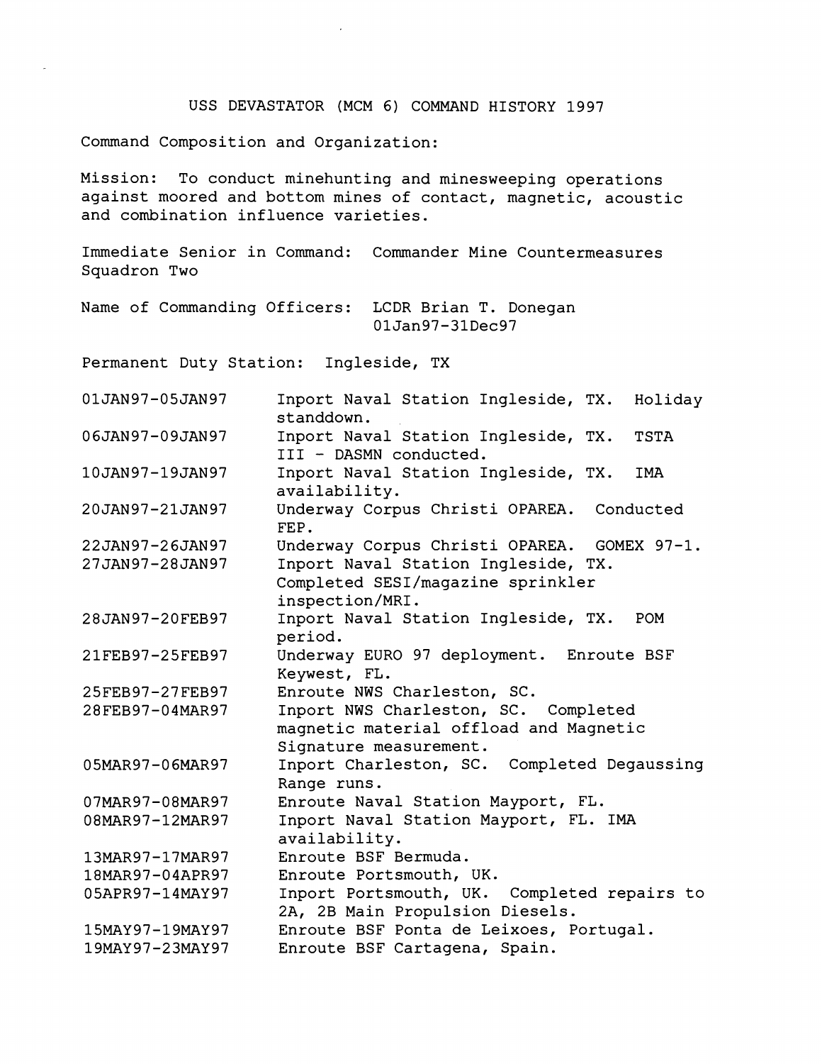# USS DEVASTATOR (MCM 6) COMMAND HISTORY 1997

Command Composition and Organization:

Mission: To conduct minehunting and minesweeping operations against moored and bottom mines of contact, magnetic, acoustic and combination influence varieties.

Immediate Senior in Command: Commander Mine Countermeasures Squadron Two

Name of Commanding Officers: LCDR Brian T. Donegan 01Jan97-31Dec97

Permanent Duty Station: Ingleside, TX

| | |
|---|---|
| 01JAN97-05JAN97 | Inport Naval Station Ingleside, TX. Holiday standdown. |
| 06JAN97-09JAN97 | Inport Naval Station Ingleside, TX. TSTA III - DASMN conducted. |
| 10JAN97-19JAN97 | Inport Naval Station Ingleside, TX. IMA availability. |
| 20JAN97-21JAN97 | Underway Corpus Christi OPAREA. Conducted FEP. |
| 22JAN97-26JAN97 | Underway Corpus Christi OPAREA. GOMEX 97-1. |
| 27JAN97-28JAN97 | Inport Naval Station Ingleside, TX. Completed SESI/magazine sprinkler inspection/MRI. |
| 28JAN97-20FEB97 | Inport Naval Station Ingleside, TX. POM period. |
| 21FEB97-25FEB97 | Underway EURO 97 deployment. Enroute BSF Keywest, FL. |
| 25FEB97-27FEB97 | Enroute NWS Charleston, SC. |
| 28FEB97-04MAR97 | Inport NWS Charleston, SC. Completed magnetic material offload and Magnetic Signature measurement. |
| 05MAR97-06MAR97 | Inport Charleston, SC. Completed Degaussing Range runs. |
| 07MAR97-08MAR97 | Enroute Naval Station Mayport, FL. |
| 08MAR97-12MAR97 | Inport Naval Station Mayport, FL. IMA availability. |
| 13MAR97-17MAR97 | Enroute BSF Bermuda. |
| 18MAR97-04APR97 | Enroute Portsmouth, UK. |
| 05APR97-14MAY97 | Inport Portsmouth, UK. Completed repairs to 2A, 2B Main Propulsion Diesels. |
| 15MAY97-19MAY97 | Enroute BSF Ponta de Leixoes, Portugal. |
| 19MAY97-23MAY97 | Enroute BSF Cartagena, Spain. |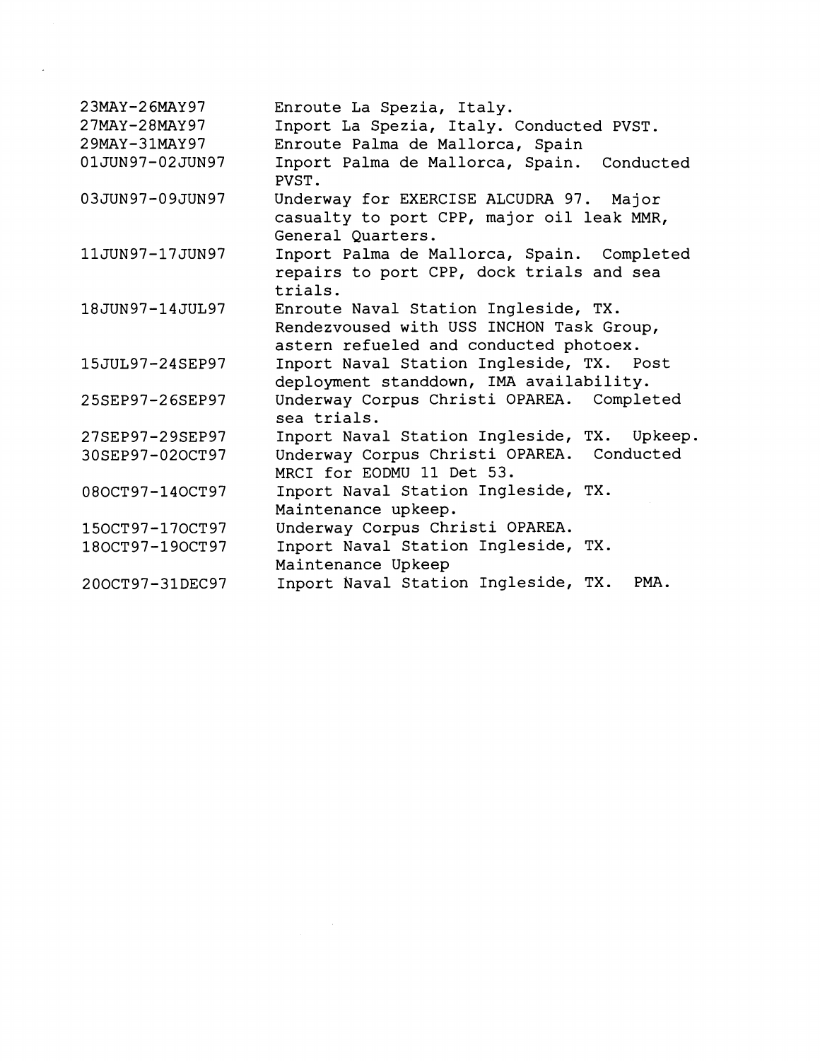| | |
|---|---|
| 23MAY-26MAY97 | Enroute La Spezia, Italy. |
| 27MAY-28MAY97 | Inport La Spezia, Italy. Conducted PVST. |
| 29MAY-31MAY97 | Enroute Palma de Mallorca, Spain |
| 01JUN97-02JUN97 | Inport Palma de Mallorca, Spain. Conducted PVST. |
| 03JUN97-09JUN97 | Underway for EXERCISE ALCUDRA 97. Major casualty to port CPP, major oil leak MMR, General Quarters. |
| 11JUN97-17JUN97 | Inport Palma de Mallorca, Spain. Completed repairs to port CPP, dock trials and sea trials. |
| 18JUN97-14JUL97 | Enroute Naval Station Ingleside, TX. Rendezvoused with USS INCHON Task Group, astern refueled and conducted photoex. |
| 15JUL97-24SEP97 | Inport Naval Station Ingleside, TX. Post deployment standdown, IMA availability. |
| 25SEP97-26SEP97 | Underway Corpus Christi OPAREA. Completed sea trials. |
| 27SEP97-29SEP97 | Inport Naval Station Ingleside, TX. Upkeep. |
| 30SEP97-02OCT97 | Underway Corpus Christi OPAREA. Conducted MRCI for EODMU 11 Det 53. |
| 08OCT97-14OCT97 | Inport Naval Station Ingleside, TX. Maintenance upkeep. |
| 15OCT97-17OCT97 | Underway Corpus Christi OPAREA. |
| 18OCT97-19OCT97 | Inport Naval Station Ingleside, TX. Maintenance Upkeep |
| 20OCT97-31DEC97 | Inport Naval Station Ingleside, TX. PMA. |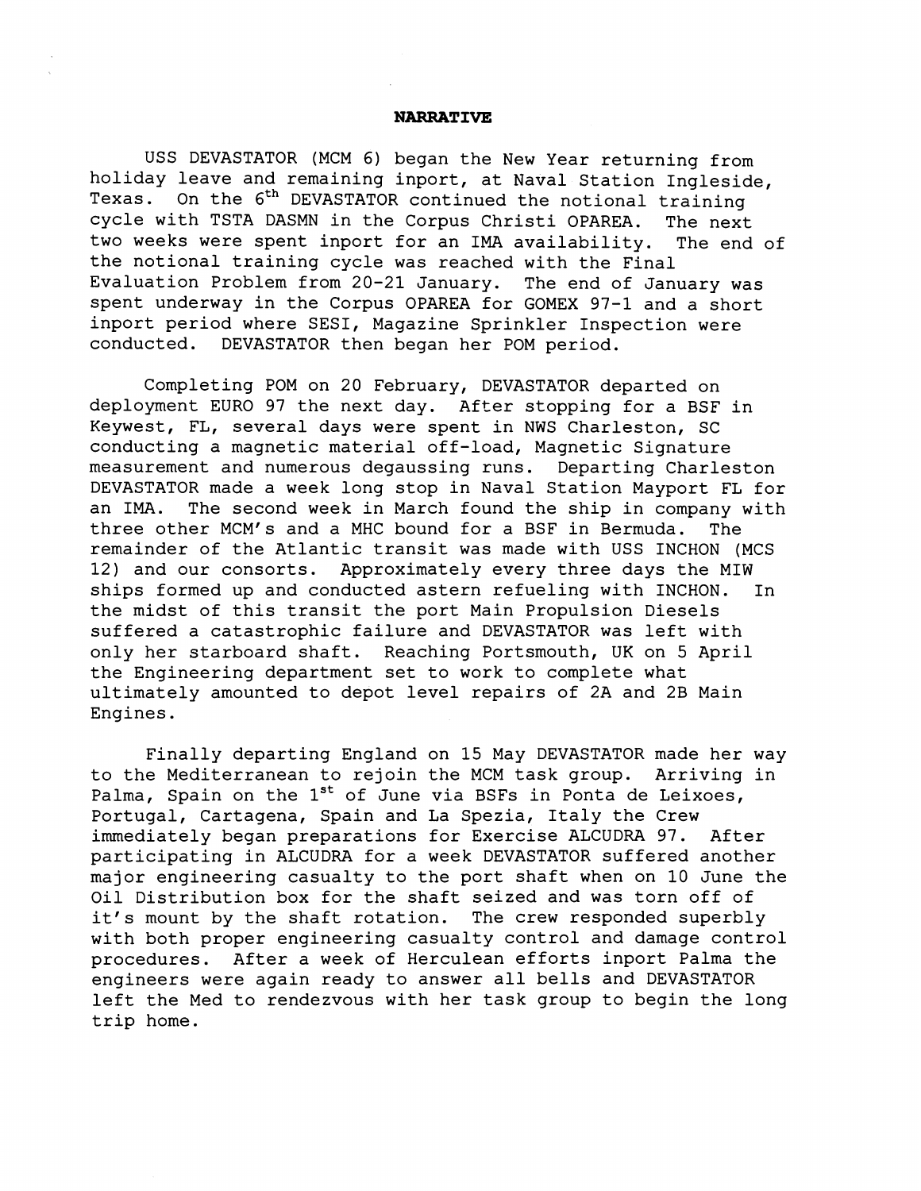**NARRATIVE**

USS DEVASTATOR (MCM 6) began the New Year returning from holiday leave and remaining inport, at Naval Station Ingleside, Texas. On the 6th DEVASTATOR continued the notional training cycle with TSTA DASMN in the Corpus Christi OPAREA. The next two weeks were spent inport for an IMA availability. The end of the notional training cycle was reached with the Final Evaluation Problem from 20-21 January. The end of January was spent underway in the Corpus OPAREA for GOMEX 97-1 and a short inport period where SESI, Magazine Sprinkler Inspection were conducted. DEVASTATOR then began her POM period.

Completing POM on 20 February, DEVASTATOR departed on deployment EURO 97 the next day. After stopping for a BSF in Keywest, FL, several days were spent in NWS Charleston, SC conducting a magnetic material off-load, Magnetic Signature measurement and numerous degaussing runs. Departing Charleston DEVASTATOR made a week long stop in Naval Station Mayport FL for an IMA. The second week in March found the ship in company with three other MCM's and a MHC bound for a BSF in Bermuda. The remainder of the Atlantic transit was made with USS INCHON (MCS 12) and our consorts. Approximately every three days the MIW ships formed up and conducted astern refueling with INCHON. In the midst of this transit the port Main Propulsion Diesels suffered a catastrophic failure and DEVASTATOR was left with only her starboard shaft. Reaching Portsmouth, UK on 5 April the Engineering department set to work to complete what ultimately amounted to depot level repairs of 2A and 2B Main Engines.

Finally departing England on 15 May DEVASTATOR made her way to the Mediterranean to rejoin the MCM task group. Arriving in Palma, Spain on the 1st of June via BSFs in Ponta de Leixoes, Portugal, Cartagena, Spain and La Spezia, Italy the Crew immediately began preparations for Exercise ALCUDRA 97. After participating in ALCUDRA for a week DEVASTATOR suffered another major engineering casualty to the port shaft when on 10 June the Oil Distribution box for the shaft seized and was torn off of it's mount by the shaft rotation. The crew responded superbly with both proper engineering casualty control and damage control procedures. After a week of Herculean efforts inport Palma the engineers were again ready to answer all bells and DEVASTATOR left the Med to rendezvous with her task group to begin the long trip home.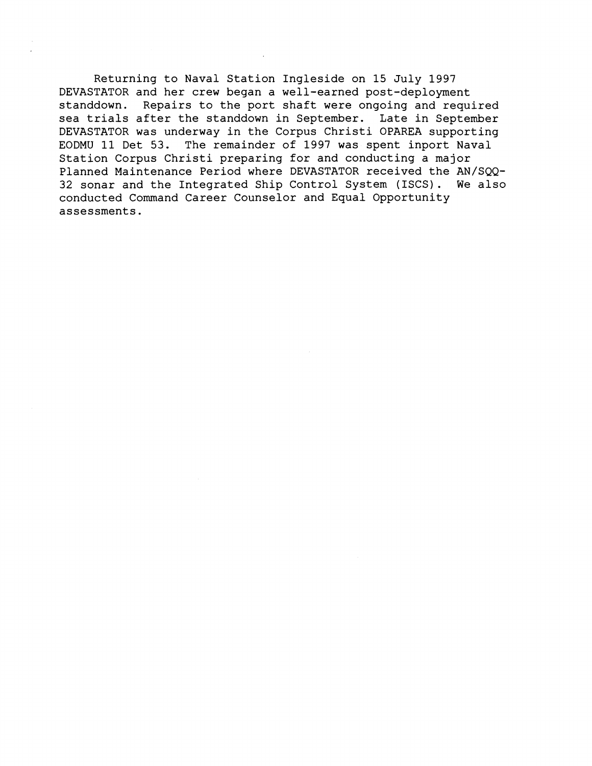Returning to Naval Station Ingleside on 15 July 1997 DEVASTATOR and her crew began a well-earned post-deployment standdown. Repairs to the port shaft were ongoing and required sea trials after the standdown in September. Late in September DEVASTATOR was underway in the Corpus Christi OPAREA supporting EODMU 11 Det 53. The remainder of 1997 was spent inport Naval Station Corpus Christi preparing for and conducting a major Planned Maintenance Period where DEVASTATOR received the AN/SQQ-32 sonar and the Integrated Ship Control System (ISCS). We also conducted Command Career Counselor and Equal Opportunity assessments.